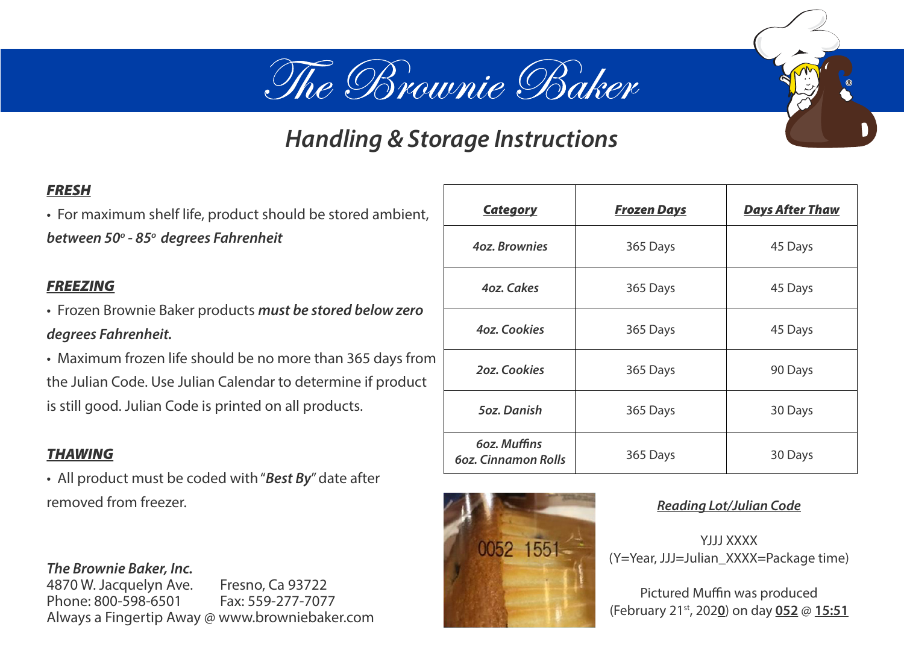# The Brownie Baker

## *Handling & Storage Instructions*

***FRESH***

- For maximum shelf life, product should be stored ambient, ***between 50º - 85º degrees Fahrenheit***

***FREEZING***

- Frozen Brownie Baker products ***must be stored below zero degrees Fahrenheit.***
- Maximum frozen life should be no more than 365 days from the Julian Code. Use Julian Calendar to determine if product is still good. Julian Code is printed on all products.

***THAWING***

- All product must be coded with "***Best By***" date after removed from freezer.

| ***Category*** | ***Frozen Days*** | ***Days After Thaw*** |
|---|---|---|
| *4oz. Brownies* | 365 Days | 45 Days |
| *4oz. Cakes* | 365 Days | 45 Days |
| *4oz. Cookies* | 365 Days | 45 Days |
| *2oz. Cookies* | 365 Days | 90 Days |
| *5oz. Danish* | 365 Days | 30 Days |
| *6oz. Muffins 6oz. Cinnamon Rolls* | 365 Days | 30 Days |

***Reading Lot/Julian Code***

YJJJ XXXX
(Y=Year, JJJ=Julian_XXXX=Package time)

Pictured Muffin was produced (February 21st, 202**0**) on day **052** @ **15:51**

***The Brownie Baker, Inc.***
4870 W. Jacquelyn Ave. Fresno, Ca 93722
Phone: 800-598-6501 Fax: 559-277-7077
Always a Fingertip Away @ www.browniebaker.com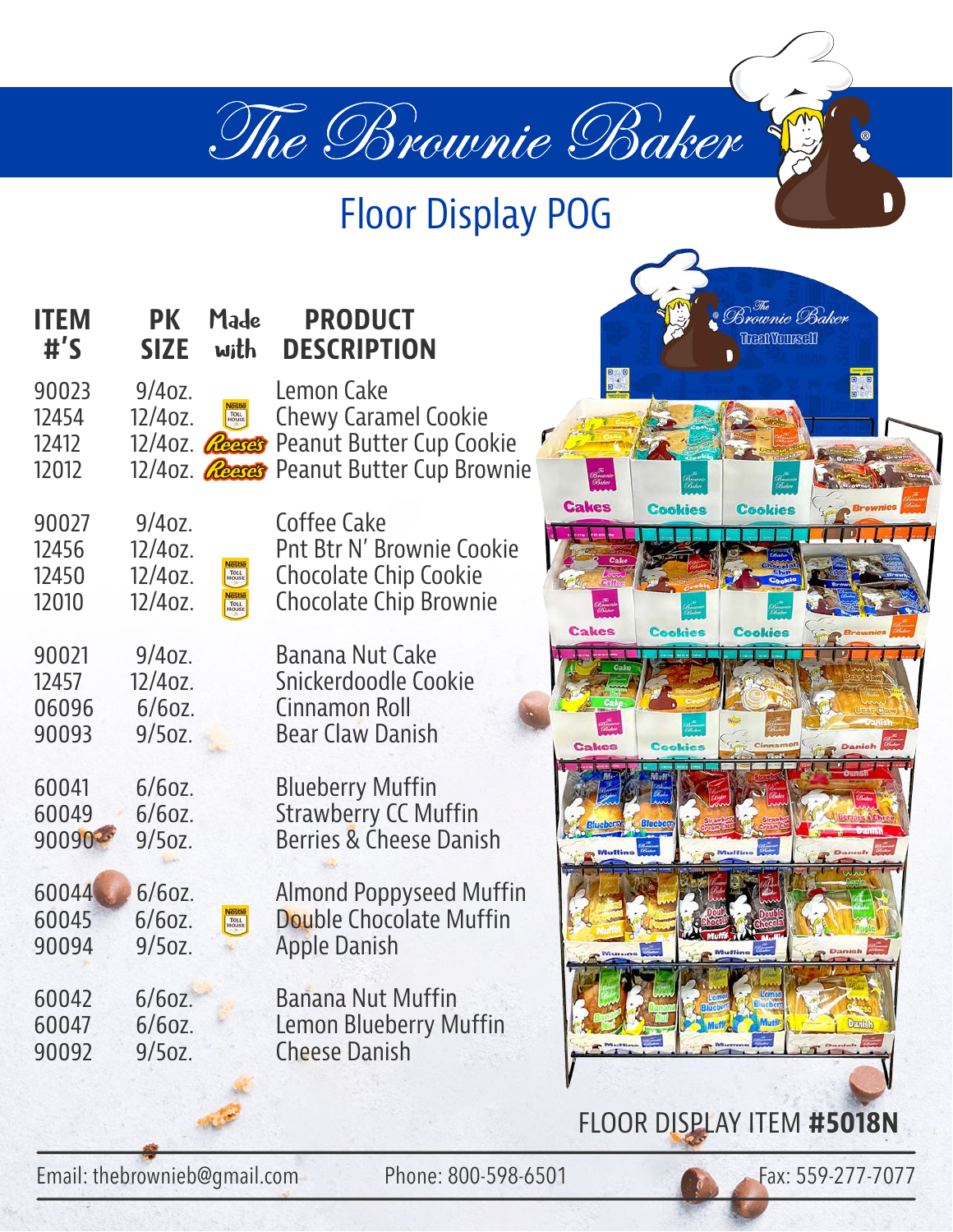# The Brownie Baker

## Floor Display POG

| ITEM #'S | PK SIZE | Made with | PRODUCT DESCRIPTION |
|---|---|---|---|
| 90023 | 9/4oz. | | Lemon Cake |
| 12454 | 12/4oz. | Nestlé Toll House | Chewy Caramel Cookie |
| 12412 | 12/4oz. | Reese's | Peanut Butter Cup Cookie |
| 12012 | 12/4oz. | Reese's | Peanut Butter Cup Brownie |
| 90027 | 9/4oz. | | Coffee Cake |
| 12456 | 12/4oz. | | Pnt Btr N' Brownie Cookie |
| 12450 | 12/4oz. | Nestlé Toll House | Chocolate Chip Cookie |
| 12010 | 12/4oz. | Nestlé Toll House | Chocolate Chip Brownie |
| 90021 | 9/4oz. | | Banana Nut Cake |
| 12457 | 12/4oz. | | Snickerdoodle Cookie |
| 06096 | 6/6oz. | | Cinnamon Roll |
| 90093 | 9/5oz. | | Bear Claw Danish |
| 60041 | 6/6oz. | | Blueberry Muffin |
| 60049 | 6/6oz. | | Strawberry CC Muffin |
| 90090 | 9/5oz. | | Berries & Cheese Danish |
| 60044 | 6/6oz. | | Almond Poppyseed Muffin |
| 60045 | 6/6oz. | Nestlé Toll House | Double Chocolate Muffin |
| 90094 | 9/5oz. | | Apple Danish |
| 60042 | 6/6oz. | | Banana Nut Muffin |
| 60047 | 6/6oz. | | Lemon Blueberry Muffin |
| 90092 | 9/5oz. | | Cheese Danish |

FLOOR DISPLAY ITEM **#5018N**

Email: thebrownieb@gmail.com    Phone: 800-598-6501    Fax: 559-277-7077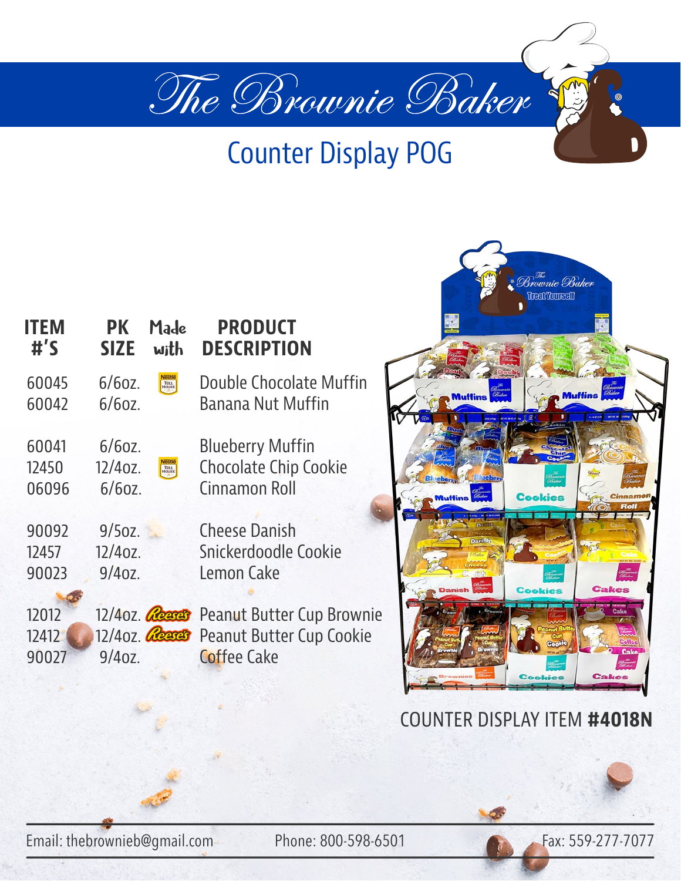# The Brownie Baker

## Counter Display POG

| ITEM #'S | PK SIZE | Made with | PRODUCT DESCRIPTION |
|---|---|---|---|
| 60045 | 6/6oz. | Nestlé Toll House | Double Chocolate Muffin |
| 60042 | 6/6oz. | | Banana Nut Muffin |
| 60041 | 6/6oz. | | Blueberry Muffin |
| 12450 | 12/4oz. | Nestlé Toll House | Chocolate Chip Cookie |
| 06096 | 6/6oz. | | Cinnamon Roll |
| 90092 | 9/5oz. | | Cheese Danish |
| 12457 | 12/4oz. | | Snickerdoodle Cookie |
| 90023 | 9/4oz. | | Lemon Cake |
| 12012 | 12/4oz. | Reese's | Peanut Butter Cup Brownie |
| 12412 | 12/4oz. | Reese's | Peanut Butter Cup Cookie |
| 90027 | 9/4oz. | | Coffee Cake |

COUNTER DISPLAY ITEM **#4018N**

Email: thebrownieb@gmail.com    Phone: 800-598-6501    Fax: 559-277-7077